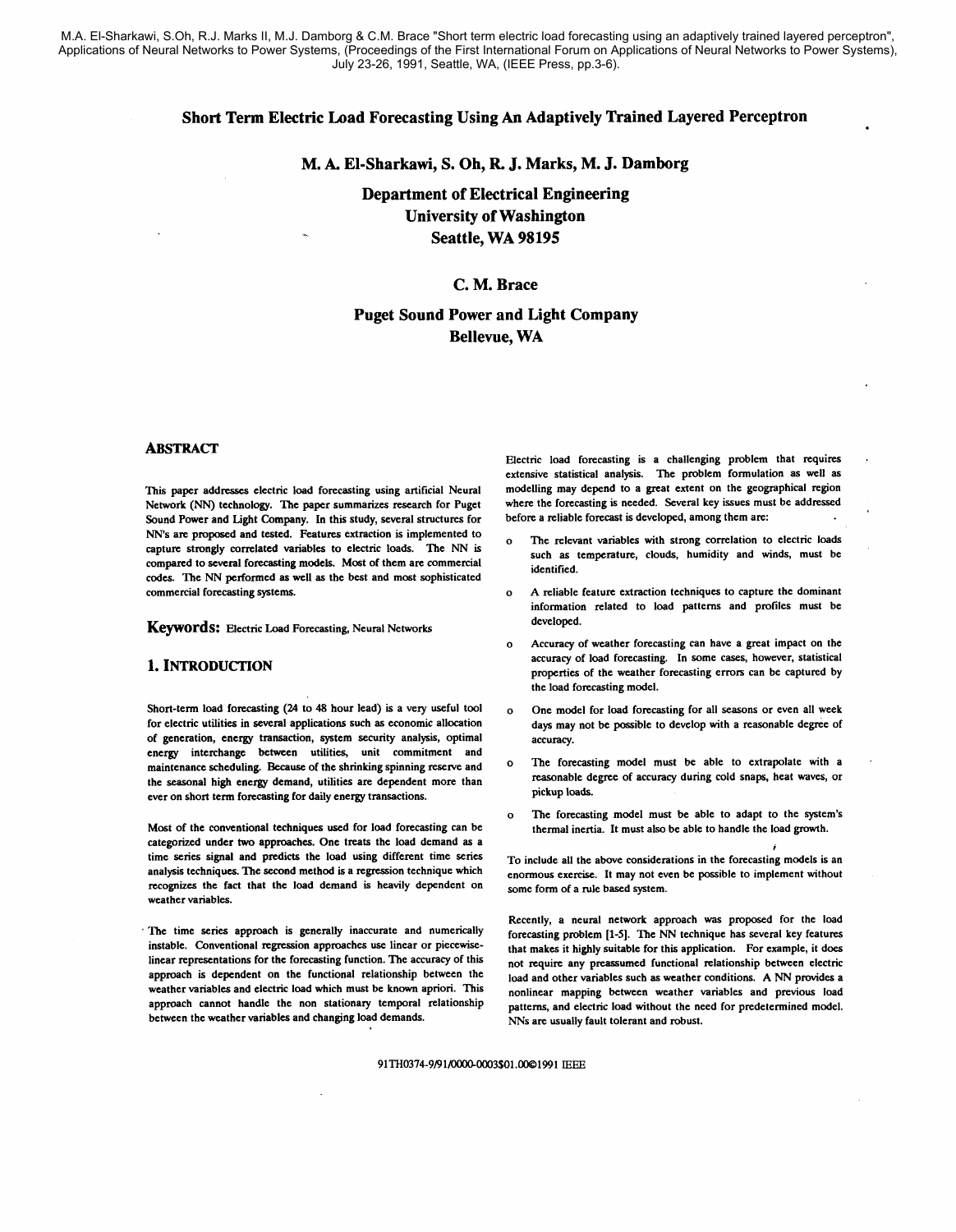M.A. El-Sharkawi, S.Oh, R.J. Marks II, M.J. Damborg & C.M. Brace "Short term electric load forecasting using an adaptively trained layered perceptron", Applications of Neural Networks to Power Systems, (Proceedings of the First International Forum on Applications of Neural Networks to Power Systems), July 23-26, 1991, Seattle, WA, (IEEE Press, pp.3-6).

# Short Term Electric Load Forecasting Using An Adaptively Trained Layered Perceptron

**M. A. El-Sharkawi, S. Oh, R. J. Marks, M. J. Damborg**

**Department of Electrical Engineering**
**University of Washington**
**Seattle, WA 98195**

**C. M. Brace**

**Puget Sound Power and Light Company**
**Bellevue, WA**

## ABSTRACT

This paper addresses electric load forecasting using artificial Neural Network (NN) technology. The paper summarizes research for Puget Sound Power and Light Company. In this study, several structures for NN's are proposed and tested. Features extraction is implemented to capture strongly correlated variables to electric loads. The NN is compared to several forecasting models. Most of them are commercial codes. The NN performed as well as the best and most sophisticated commercial forecasting systems.

**Keywords:** Electric Load Forecasting, Neural Networks

## 1. INTRODUCTION

Short-term load forecasting (24 to 48 hour lead) is a very useful tool for electric utilities in several applications such as economic allocation of generation, energy transaction, system security analysis, optimal energy interchange between utilities, unit commitment and maintenance scheduling. Because of the shrinking spinning reserve and the seasonal high energy demand, utilities are dependent more than ever on short term forecasting for daily energy transactions.

Most of the conventional techniques used for load forecasting can be categorized under two approaches. One treats the load demand as a time series signal and predicts the load using different time series analysis techniques. The second method is a regression technique which recognizes the fact that the load demand is heavily dependent on weather variables.

The time series approach is generally inaccurate and numerically instable. Conventional regression approaches use linear or piecewise-linear representations for the forecasting function. The accuracy of this approach is dependent on the functional relationship between the weather variables and electric load which must be known apriori. This approach cannot handle the non stationary temporal relationship between the weather variables and changing load demands.

Electric load forecasting is a challenging problem that requires extensive statistical analysis. The problem formulation as well as modelling may depend to a great extent on the geographical region where the forecasting is needed. Several key issues must be addressed before a reliable forecast is developed, among them are:

- The relevant variables with strong correlation to electric loads such as temperature, clouds, humidity and winds, must be identified.
- A reliable feature extraction techniques to capture the dominant information related to load patterns and profiles must be developed.
- Accuracy of weather forecasting can have a great impact on the accuracy of load forecasting. In some cases, however, statistical properties of the weather forecasting errors can be captured by the load forecasting model.
- One model for load forecasting for all seasons or even all week days may not be possible to develop with a reasonable degree of accuracy.
- The forecasting model must be able to extrapolate with a reasonable degree of accuracy during cold snaps, heat waves, or pickup loads.
- The forecasting model must be able to adapt to the system's thermal inertia. It must also be able to handle the load growth.

To include all the above considerations in the forecasting models is an enormous exercise. It may not even be possible to implement without some form of a rule based system.

Recently, a neural network approach was proposed for the load forecasting problem [1-5]. The NN technique has several key features that makes it highly suitable for this application. For example, it does not require any preassumed functional relationship between electric load and other variables such as weather conditions. A NN provides a nonlinear mapping between weather variables and previous load patterns, and electric load without the need for predetermined model. NNs are usually fault tolerant and robust.

91TH0374-9/91/0000-0003$01.00©1991 IEEE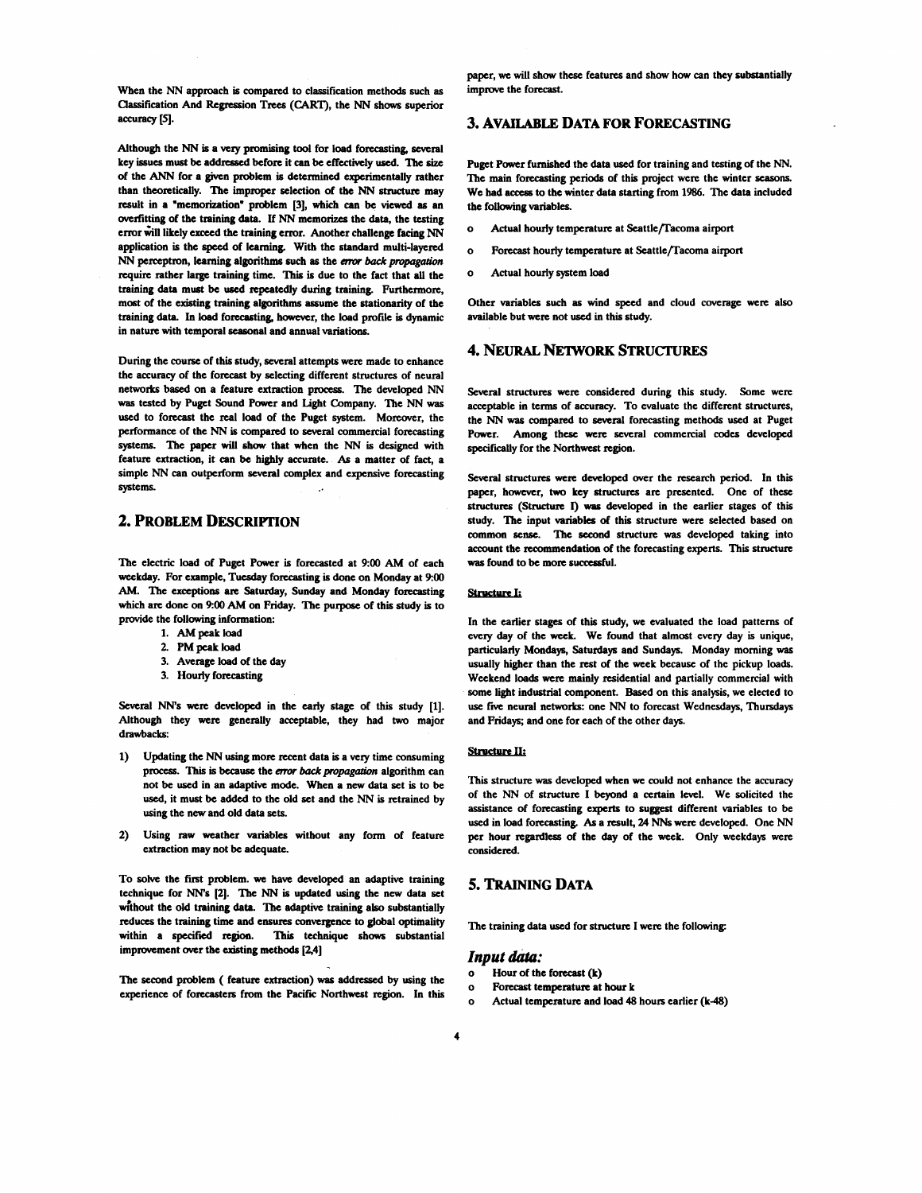When the NN approach is compared to classification methods such as Classification And Regression Trees (CART), the NN shows superior accuracy [5].

Although the NN is a very promising tool for load forecasting, several key issues must be addressed before it can be effectively used. The size of the ANN for a given problem is determined experimentally rather than theoretically. The improper selection of the NN structure may result in a "memorization" problem [3], which can be viewed as an overfitting of the training data. If NN memorizes the data, the testing error will likely exceed the training error. Another challenge facing NN application is the speed of learning. With the standard multi-layered NN perceptron, learning algorithms such as the *error back propagation* require rather large training time. This is due to the fact that all the training data must be used repeatedly during training. Furthermore, most of the existing training algorithms assume the stationarity of the training data. In load forecasting, however, the load profile is dynamic in nature with temporal seasonal and annual variations.

During the course of this study, several attempts were made to enhance the accuracy of the forecast by selecting different structures of neural networks based on a feature extraction process. The developed NN was tested by Puget Sound Power and Light Company. The NN was used to forecast the real load of the Puget system. Moreover, the performance of the NN is compared to several commercial forecasting systems. The paper will show that when the NN is designed with feature extraction, it can be highly accurate. As a matter of fact, a simple NN can outperform several complex and expensive forecasting systems.

## 2. PROBLEM DESCRIPTION

The electric load of Puget Power is forecasted at 9:00 AM of each weekday. For example, Tuesday forecasting is done on Monday at 9:00 AM. The exceptions are Saturday, Sunday and Monday forecasting which are done on 9:00 AM on Friday. The purpose of this study is to provide the following information:

1. AM peak load
2. PM peak load
3. Average load of the day
3. Hourly forecasting

Several NN's were developed in the early stage of this study [1]. Although they were generally acceptable, they had two major drawbacks:

1) Updating the NN using more recent data is a very time consuming process. This is because the *error back propagation* algorithm can not be used in an adaptive mode. When a new data set is to be used, it must be added to the old set and the NN is retrained by using the new and old data sets.

2) Using raw weather variables without any form of feature extraction may not be adequate.

To solve the first problem. we have developed an adaptive training technique for NN's [2]. The NN is updated using the new data set without the old training data. The adaptive training also substantially reduces the training time and ensures convergence to global optimality within a specified region. This technique shows substantial improvement over the existing methods [2,4]

The second problem ( feature extraction) was addressed by using the experience of forecasters from the Pacific Northwest region. In this paper, we will show these features and show how can they substantially improve the forecast.

## 3. AVAILABLE DATA FOR FORECASTING

Puget Power furnished the data used for training and testing of the NN. The main forecasting periods of this project were the winter seasons. We had access to the winter data starting from 1986. The data included the following variables.

- Actual hourly temperature at Seattle/Tacoma airport
- Forecast hourly temperature at Seattle/Tacoma airport
- Actual hourly system load

Other variables such as wind speed and cloud coverage were also available but were not used in this study.

## 4. NEURAL NETWORK STRUCTURES

Several structures were considered during this study. Some were acceptable in terms of accuracy. To evaluate the different structures, the NN was compared to several forecasting methods used at Puget Power. Among these were several commercial codes developed specifically for the Northwest region.

Several structures were developed over the research period. In this paper, however, two key structures are presented. One of these structures (Structure I) was developed in the earlier stages of this study. The input variables of this structure were selected based on common sense. The second structure was developed taking into account the recommendation of the forecasting experts. This structure was found to be more successful.

**Structure I:**

In the earlier stages of this study, we evaluated the load patterns of every day of the week. We found that almost every day is unique, particularly Mondays, Saturdays and Sundays. Monday morning was usually higher than the rest of the week because of the pickup loads. Weekend loads were mainly residential and partially commercial with some light industrial component. Based on this analysis, we elected to use five neural networks: one NN to forecast Wednesdays, Thursdays and Fridays; and one for each of the other days.

**Structure II:**

This structure was developed when we could not enhance the accuracy of the NN of structure I beyond a certain level. We solicited the assistance of forecasting experts to suggest different variables to be used in load forecasting. As a result, 24 NNs were developed. One NN per hour regardless of the day of the week. Only weekdays were considered.

## 5. TRAINING DATA

The training data used for structure I were the following:

### *Input data:*

- Hour of the forecast (k)
- Forecast temperature at hour k
- Actual temperature and load 48 hours earlier (k-48)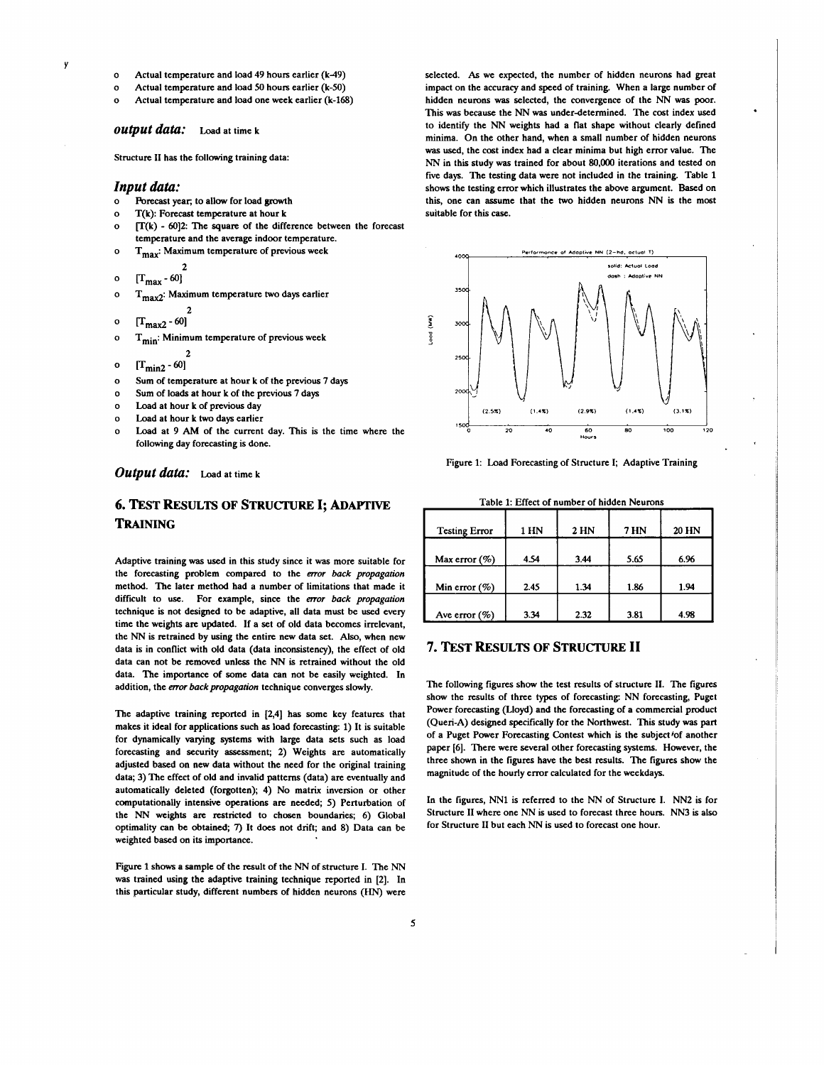- Actual temperature and load 49 hours earlier (k-49)
- Actual temperature and load 50 hours earlier (k-50)
- Actual temperature and load one week earlier (k-168)

### *output data:* Load at time k

Structure II has the following training data:

### *Input data:*

- Forecast year; to allow for load growth
- T(k): Forecast temperature at hour k
- $[T(k) - 60]^2$: The square of the difference between the forecast temperature and the average indoor temperature.
- $T_{max}$: Maximum temperature of previous week
- $[T_{max} - 60]^2$
- $T_{max2}$: Maximum temperature two days earlier
- $[T_{max2} - 60]^2$
- $T_{min}$: Minimum temperature of previous week
- $[T_{min2} - 60]^2$
- Sum of temperature at hour k of the previous 7 days
- Sum of loads at hour k of the previous 7 days
- Load at hour k of previous day
- Load at hour k two days earlier
- Load at 9 AM of the current day. This is the time where the following day forecasting is done.

### *Output data:* Load at time k

## 6. TEST RESULTS OF STRUCTURE I; ADAPTIVE TRAINING

Adaptive training was used in this study since it was more suitable for the forecasting problem compared to the *error back propagation* method. The later method had a number of limitations that made it difficult to use. For example, since the *error back propagation* technique is not designed to be adaptive, all data must be used every time the weights are updated. If a set of old data becomes irrelevant, the NN is retrained by using the entire new data set. Also, when new data is in conflict with old data (data inconsistency), the effect of old data can not be removed unless the NN is retrained without the old data. The importance of some data can not be easily weighted. In addition, the *error back propagation* technique converges slowly.

The adaptive training reported in [2,4] has some key features that makes it ideal for applications such as load forecasting: 1) It is suitable for dynamically varying systems with large data sets such as load forecasting and security assessment; 2) Weights are automatically adjusted based on new data without the need for the original training data; 3) The effect of old and invalid patterns (data) are eventually and automatically deleted (forgotten); 4) No matrix inversion or other computationally intensive operations are needed; 5) Perturbation of the NN weights are restricted to chosen boundaries; 6) Global optimality can be obtained; 7) It does not drift; and 8) Data can be weighted based on its importance.

Figure 1 shows a sample of the result of the NN of structure I. The NN was trained using the adaptive training technique reported in [2]. In this particular study, different numbers of hidden neurons (HN) were selected. As we expected, the number of hidden neurons had great impact on the accuracy and speed of training. When a large number of hidden neurons was selected, the convergence of the NN was poor. This was because the NN was under-determined. The cost index used to identify the NN weights had a flat shape without clearly defined minima. On the other hand, when a small number of hidden neurons was used, the cost index had a clear minima but high error value. The NN in this study was trained for about 80,000 iterations and tested on five days. The testing data were not included in the training. Table 1 shows the testing error which illustrates the above argument. Based on this, one can assume that the two hidden neurons NN is the most suitable for this case.

Figure 1: Load Forecasting of Structure I; Adaptive Training

Table 1: Effect of number of hidden Neurons

| Testing Error | 1 HN | 2 HN | 7 HN | 20 HN |
|---|---|---|---|---|
| Max error (%) | 4.54 | 3.44 | 5.65 | 6.96 |
| Min error (%) | 2.45 | 1.34 | 1.86 | 1.94 |
| Ave error (%) | 3.34 | 2.32 | 3.81 | 4.98 |

## 7. TEST RESULTS OF STRUCTURE II

The following figures show the test results of structure II. The figures show the results of three types of forecasting: NN forecasting, Puget Power forecasting (Lloyd) and the forecasting of a commercial product (Queri-A) designed specifically for the Northwest. This study was part of a Puget Power Forecasting Contest which is the subject of another paper [6]. There were several other forecasting systems. However, the three shown in the figures have the best results. The figures show the magnitude of the hourly error calculated for the weekdays.

In the figures, NN1 is referred to the NN of Structure I. NN2 is for Structure II where one NN is used to forecast three hours. NN3 is also for Structure II but each NN is used to forecast one hour.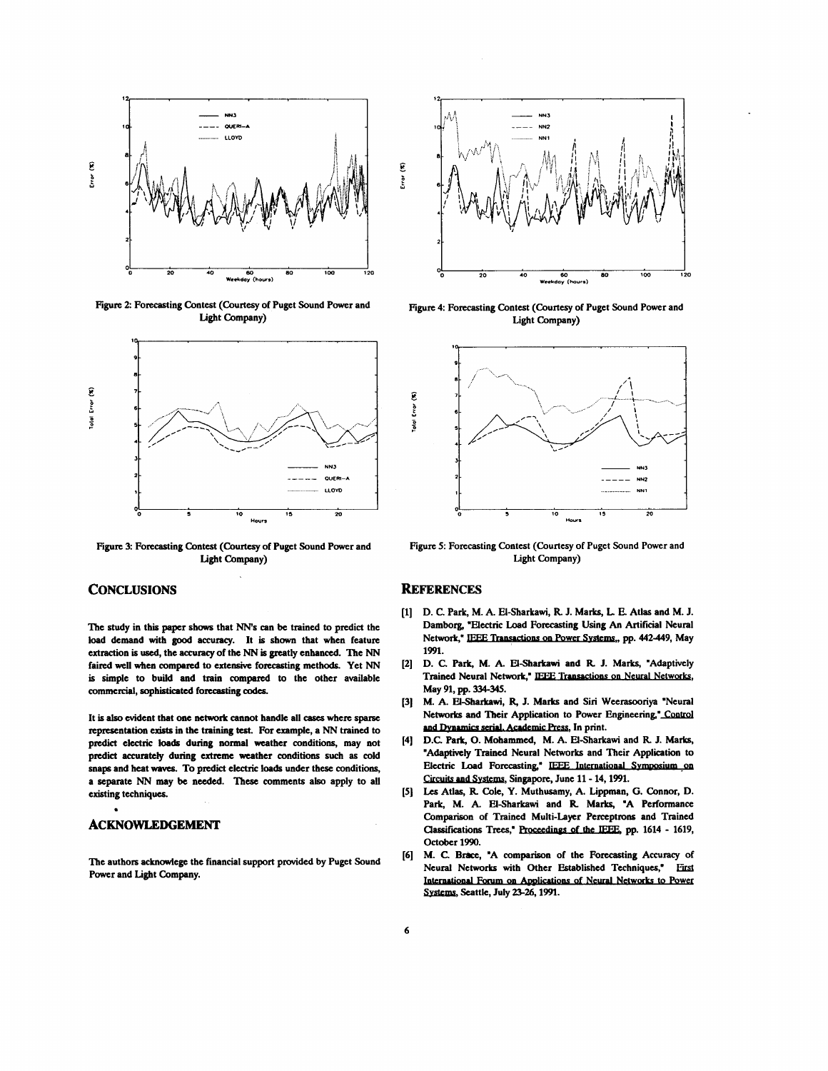12

10

8

6

4

2

0

0 20 40 60 80 100 120

Error (%)

Weekday (hours)

NN3

QUERI-A

LLOYD

Figure 2: Forecasting Contest (Courtesy of Puget Sound Power and Light Company)

10

9

8

7

6

5

4

3

2

1

0

0 5 10 15 20

Total Error (%)

Hours

NN3

QUERI-A

LLOYD

Figure 3: Forecasting Contest (Courtesy of Puget Sound Power and Light Company)

12

10

8

6

4

2

0

0 20 40 60 80 100 120

Error (%)

Weekday (hours)

NN3

NN2

NN1

Figure 4: Forecasting Contest (Courtesy of Puget Sound Power and Light Company)

10

9

8

7

6

5

4

3

2

1

0

0 5 10 15 20

Total Error (%)

Hours

NN3

NN2

NN1

Figure 5: Forecasting Contest (Courtesy of Puget Sound Power and Light Company)

## CONCLUSIONS

The study in this paper shows that NN's can be trained to predict the load demand with good accuracy. It is shown that when feature extraction is used, the accuracy of the NN is greatly enhanced. The NN faired well when compared to extensive forecasting methods. Yet NN is simple to build and train compared to the other available commercial, sophisticated forecasting codes.

It is also evident that one network cannot handle all cases where sparse representation exists in the training test. For example, a NN trained to predict electric loads during normal weather conditions, may not predict accurately during extreme weather conditions such as cold snaps and heat waves. To predict electric loads under these conditions, a separate NN may be needed. These comments also apply to all existing techniques.

## ACKNOWLEDGEMENT

The authors acknowlege the financial support provided by Puget Sound Power and Light Company.

## REFERENCES

[1] D. C. Park, M. A. El-Sharkawi, R. J. Marks, L. E. Atlas and M. J. Damborg, "Electric Load Forecasting Using An Artificial Neural Network," IEEE Transactions on Power Systems,, pp. 442-449, May 1991.

[2] D. C. Park, M. A. El-Sharkawi and R. J. Marks, "Adaptively Trained Neural Network," IEEE Transactions on Neural Networks, May 91, pp. 334-345.

[3] M. A. El-Sharkawi, R, J. Marks and Siri Weerasooriya "Neural Networks and Their Application to Power Engineering," Control and Dynamics serial, Academic Press, In print.

[4] D.C. Park, O. Mohammed, M. A. El-Sharkawi and R. J. Marks, "Adaptively Trained Neural Networks and Their Application to Electric Load Forecasting," IEEE International Symposium on Circuits and Systems, Singapore, June 11 - 14, 1991.

[5] Les Atlas, R. Cole, Y. Muthusamy, A. Lippman, G. Connor, D. Park, M. A. El-Sharkawi and R. Marks, "A Performance Comparison of Trained Multi-Layer Perceptrons and Trained Classifications Trees," Proceedings of the IEEE, pp. 1614 - 1619, October 1990.

[6] M. C. Brace, "A comparison of the Forecasting Accuracy of Neural Networks with Other Established Techniques," First International Forum on Applications of Neural Networks to Power Systems, Seattle, July 23-26, 1991.